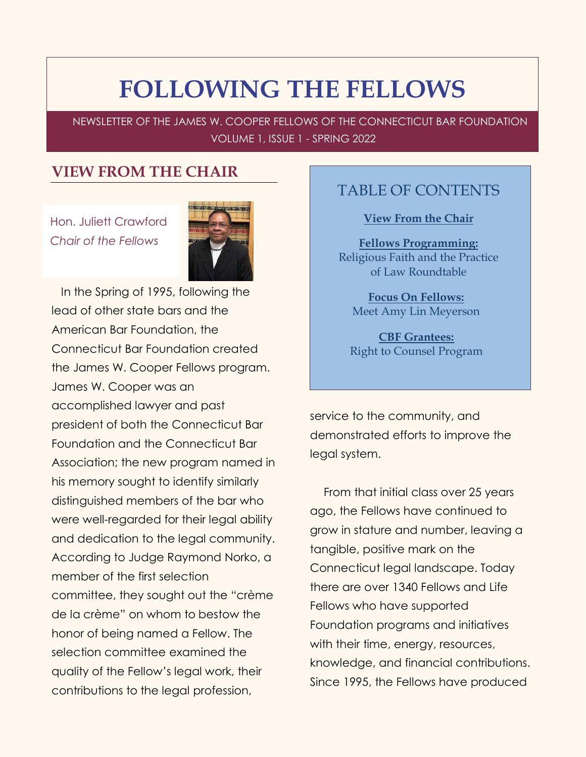# FOLLOWING THE FELLOWS

NEWSLETTER OF THE JAMES W. COOPER FELLOWS OF THE CONNECTICUT BAR FOUNDATION
VOLUME 1, ISSUE 1 - SPRING 2022

## VIEW FROM THE CHAIR

Hon. Juliett Crawford
*Chair of the Fellows*

In the Spring of 1995, following the lead of other state bars and the American Bar Foundation, the Connecticut Bar Foundation created the James W. Cooper Fellows program. James W. Cooper was an accomplished lawyer and past president of both the Connecticut Bar Foundation and the Connecticut Bar Association; the new program named in his memory sought to identify similarly distinguished members of the bar who were well-regarded for their legal ability and dedication to the legal community. According to Judge Raymond Norko, a member of the first selection committee, they sought out the "crème de la crème" on whom to bestow the honor of being named a Fellow. The selection committee examined the quality of the Fellow's legal work, their contributions to the legal profession, service to the community, and demonstrated efforts to improve the legal system.

From that initial class over 25 years ago, the Fellows have continued to grow in stature and number, leaving a tangible, positive mark on the Connecticut legal landscape. Today there are over 1340 Fellows and Life Fellows who have supported Foundation programs and initiatives with their time, energy, resources, knowledge, and financial contributions. Since 1995, the Fellows have produced

### TABLE OF CONTENTS

**View From the Chair**

**Fellows Programming:**
Religious Faith and the Practice of Law Roundtable

**Focus On Fellows:**
Meet Amy Lin Meyerson

**CBF Grantees:**
Right to Counsel Program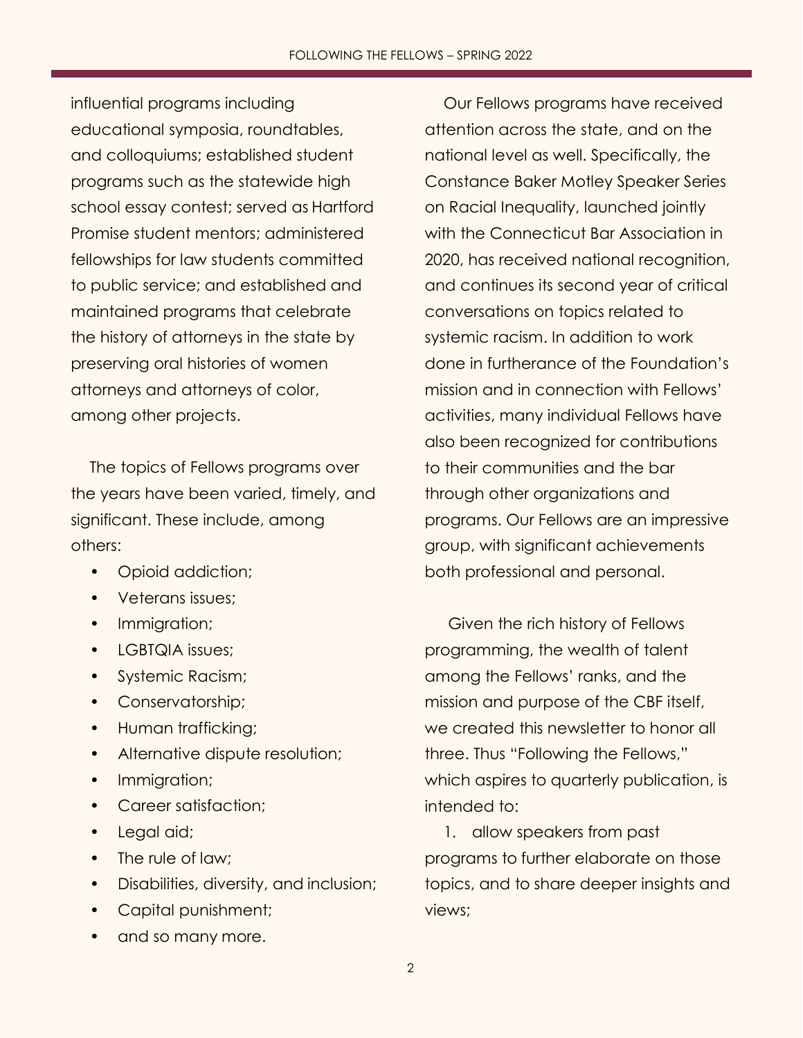influential programs including educational symposia, roundtables, and colloquiums; established student programs such as the statewide high school essay contest; served as Hartford Promise student mentors; administered fellowships for law students committed to public service; and established and maintained programs that celebrate the history of attorneys in the state by preserving oral histories of women attorneys and attorneys of color, among other projects.

The topics of Fellows programs over the years have been varied, timely, and significant. These include, among others:

- Opioid addiction;
- Veterans issues;
- Immigration;
- LGBTQIA issues;
- Systemic Racism;
- Conservatorship;
- Human trafficking;
- Alternative dispute resolution;
- Immigration;
- Career satisfaction;
- Legal aid;
- The rule of law;
- Disabilities, diversity, and inclusion;
- Capital punishment;
- and so many more.

Our Fellows programs have received attention across the state, and on the national level as well. Specifically, the Constance Baker Motley Speaker Series on Racial Inequality, launched jointly with the Connecticut Bar Association in 2020, has received national recognition, and continues its second year of critical conversations on topics related to systemic racism. In addition to work done in furtherance of the Foundation's mission and in connection with Fellows' activities, many individual Fellows have also been recognized for contributions to their communities and the bar through other organizations and programs. Our Fellows are an impressive group, with significant achievements both professional and personal.

Given the rich history of Fellows programming, the wealth of talent among the Fellows' ranks, and the mission and purpose of the CBF itself, we created this newsletter to honor all three. Thus "Following the Fellows," which aspires to quarterly publication, is intended to:

1. allow speakers from past programs to further elaborate on those topics, and to share deeper insights and views;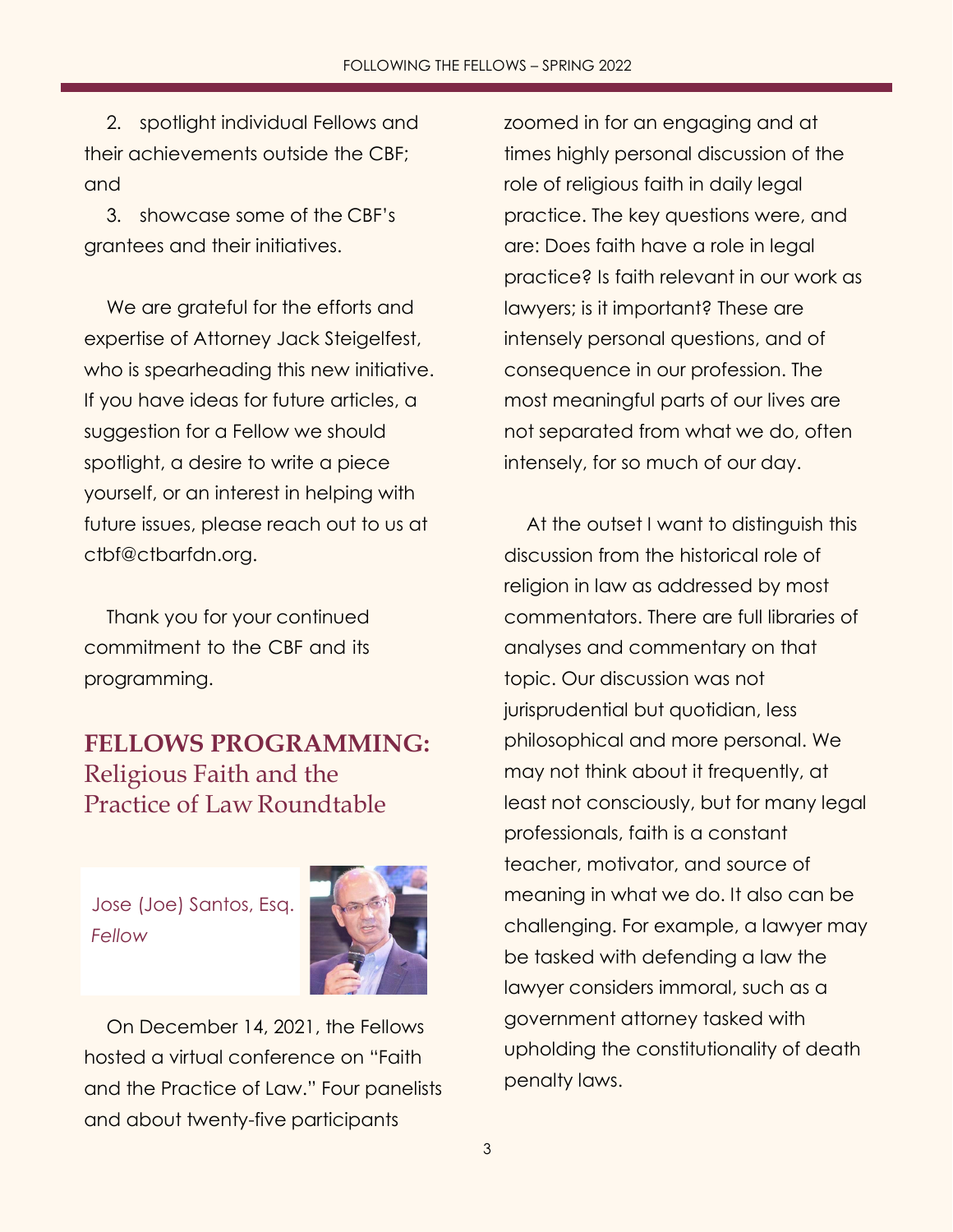2. spotlight individual Fellows and their achievements outside the CBF; and

3. showcase some of the CBF's grantees and their initiatives.

We are grateful for the efforts and expertise of Attorney Jack Steigelfest, who is spearheading this new initiative. If you have ideas for future articles, a suggestion for a Fellow we should spotlight, a desire to write a piece yourself, or an interest in helping with future issues, please reach out to us at ctbf@ctbarfdn.org.

Thank you for your continued commitment to the CBF and its programming.

## FELLOWS PROGRAMMING: Religious Faith and the Practice of Law Roundtable

Jose (Joe) Santos, Esq.
*Fellow*

On December 14, 2021, the Fellows hosted a virtual conference on "Faith and the Practice of Law." Four panelists and about twenty-five participants zoomed in for an engaging and at times highly personal discussion of the role of religious faith in daily legal practice. The key questions were, and are: Does faith have a role in legal practice? Is faith relevant in our work as lawyers; is it important? These are intensely personal questions, and of consequence in our profession. The most meaningful parts of our lives are not separated from what we do, often intensely, for so much of our day.

At the outset I want to distinguish this discussion from the historical role of religion in law as addressed by most commentators. There are full libraries of analyses and commentary on that topic. Our discussion was not jurisprudential but quotidian, less philosophical and more personal. We may not think about it frequently, at least not consciously, but for many legal professionals, faith is a constant teacher, motivator, and source of meaning in what we do. It also can be challenging. For example, a lawyer may be tasked with defending a law the lawyer considers immoral, such as a government attorney tasked with upholding the constitutionality of death penalty laws.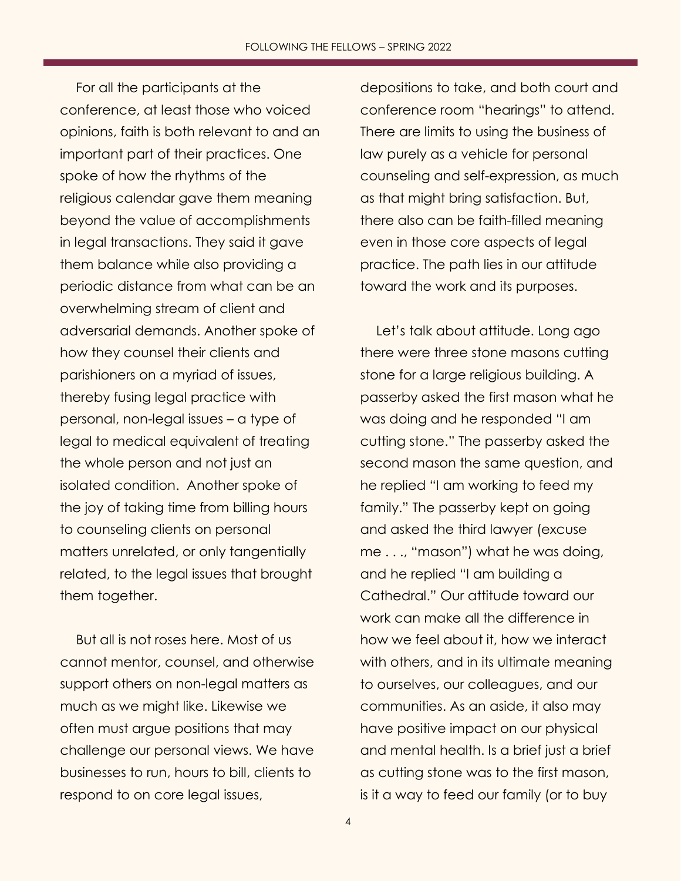For all the participants at the conference, at least those who voiced opinions, faith is both relevant to and an important part of their practices. One spoke of how the rhythms of the religious calendar gave them meaning beyond the value of accomplishments in legal transactions. They said it gave them balance while also providing a periodic distance from what can be an overwhelming stream of client and adversarial demands. Another spoke of how they counsel their clients and parishioners on a myriad of issues, thereby fusing legal practice with personal, non-legal issues – a type of legal to medical equivalent of treating the whole person and not just an isolated condition. Another spoke of the joy of taking time from billing hours to counseling clients on personal matters unrelated, or only tangentially related, to the legal issues that brought them together.

But all is not roses here. Most of us cannot mentor, counsel, and otherwise support others on non-legal matters as much as we might like. Likewise we often must argue positions that may challenge our personal views. We have businesses to run, hours to bill, clients to respond to on core legal issues, depositions to take, and both court and conference room "hearings" to attend. There are limits to using the business of law purely as a vehicle for personal counseling and self-expression, as much as that might bring satisfaction. But, there also can be faith-filled meaning even in those core aspects of legal practice. The path lies in our attitude toward the work and its purposes.

Let's talk about attitude. Long ago there were three stone masons cutting stone for a large religious building. A passerby asked the first mason what he was doing and he responded "I am cutting stone." The passerby asked the second mason the same question, and he replied "I am working to feed my family." The passerby kept on going and asked the third lawyer (excuse me . . ., "mason") what he was doing, and he replied "I am building a Cathedral." Our attitude toward our work can make all the difference in how we feel about it, how we interact with others, and in its ultimate meaning to ourselves, our colleagues, and our communities. As an aside, it also may have positive impact on our physical and mental health. Is a brief just a brief as cutting stone was to the first mason, is it a way to feed our family (or to buy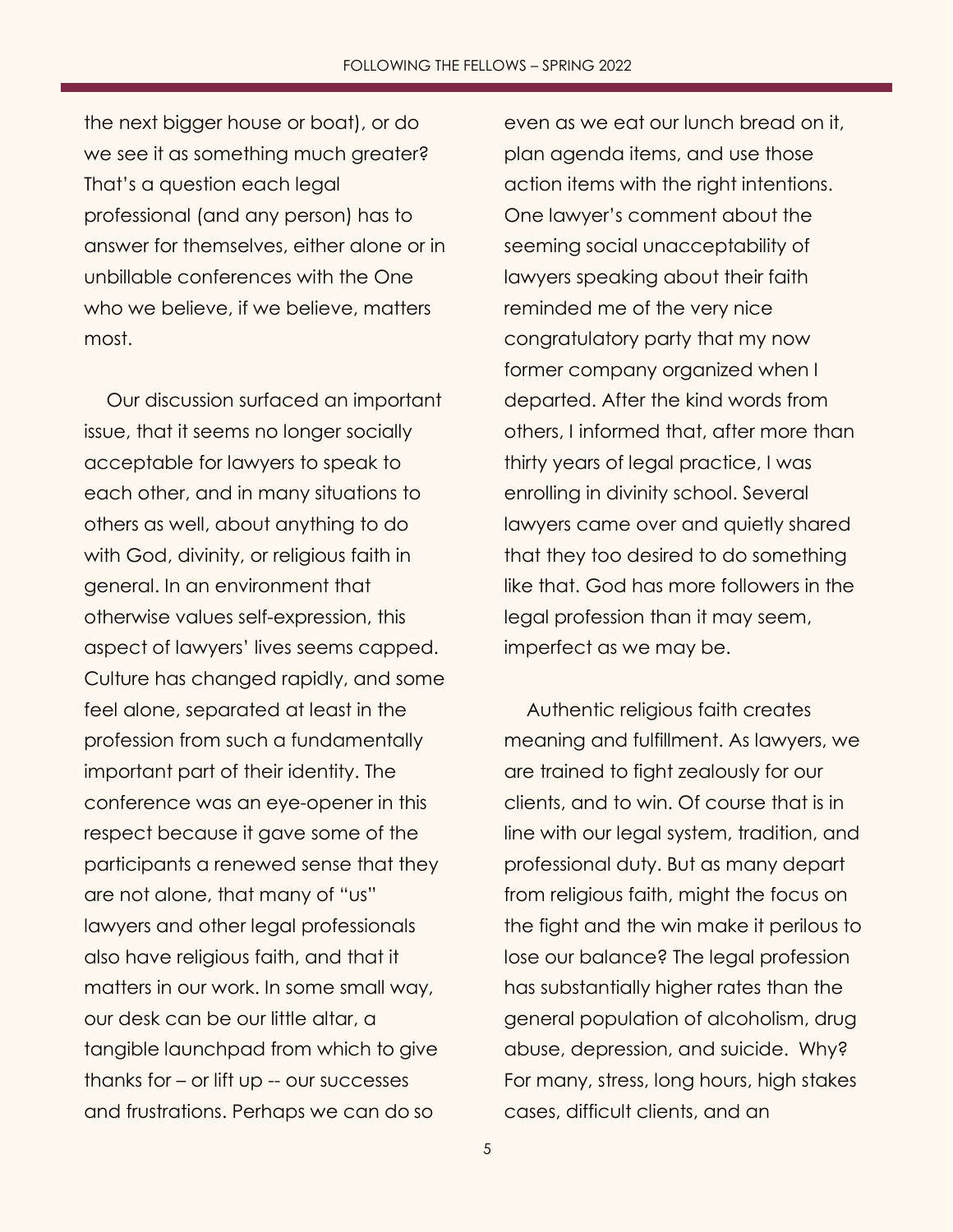the next bigger house or boat), or do we see it as something much greater? That's a question each legal professional (and any person) has to answer for themselves, either alone or in unbillable conferences with the One who we believe, if we believe, matters most.

Our discussion surfaced an important issue, that it seems no longer socially acceptable for lawyers to speak to each other, and in many situations to others as well, about anything to do with God, divinity, or religious faith in general. In an environment that otherwise values self-expression, this aspect of lawyers' lives seems capped. Culture has changed rapidly, and some feel alone, separated at least in the profession from such a fundamentally important part of their identity. The conference was an eye-opener in this respect because it gave some of the participants a renewed sense that they are not alone, that many of "us" lawyers and other legal professionals also have religious faith, and that it matters in our work. In some small way, our desk can be our little altar, a tangible launchpad from which to give thanks for – or lift up -- our successes and frustrations. Perhaps we can do so even as we eat our lunch bread on it, plan agenda items, and use those action items with the right intentions. One lawyer's comment about the seeming social unacceptability of lawyers speaking about their faith reminded me of the very nice congratulatory party that my now former company organized when I departed. After the kind words from others, I informed that, after more than thirty years of legal practice, I was enrolling in divinity school. Several lawyers came over and quietly shared that they too desired to do something like that. God has more followers in the legal profession than it may seem, imperfect as we may be.

Authentic religious faith creates meaning and fulfillment. As lawyers, we are trained to fight zealously for our clients, and to win. Of course that is in line with our legal system, tradition, and professional duty. But as many depart from religious faith, might the focus on the fight and the win make it perilous to lose our balance? The legal profession has substantially higher rates than the general population of alcoholism, drug abuse, depression, and suicide. Why? For many, stress, long hours, high stakes cases, difficult clients, and an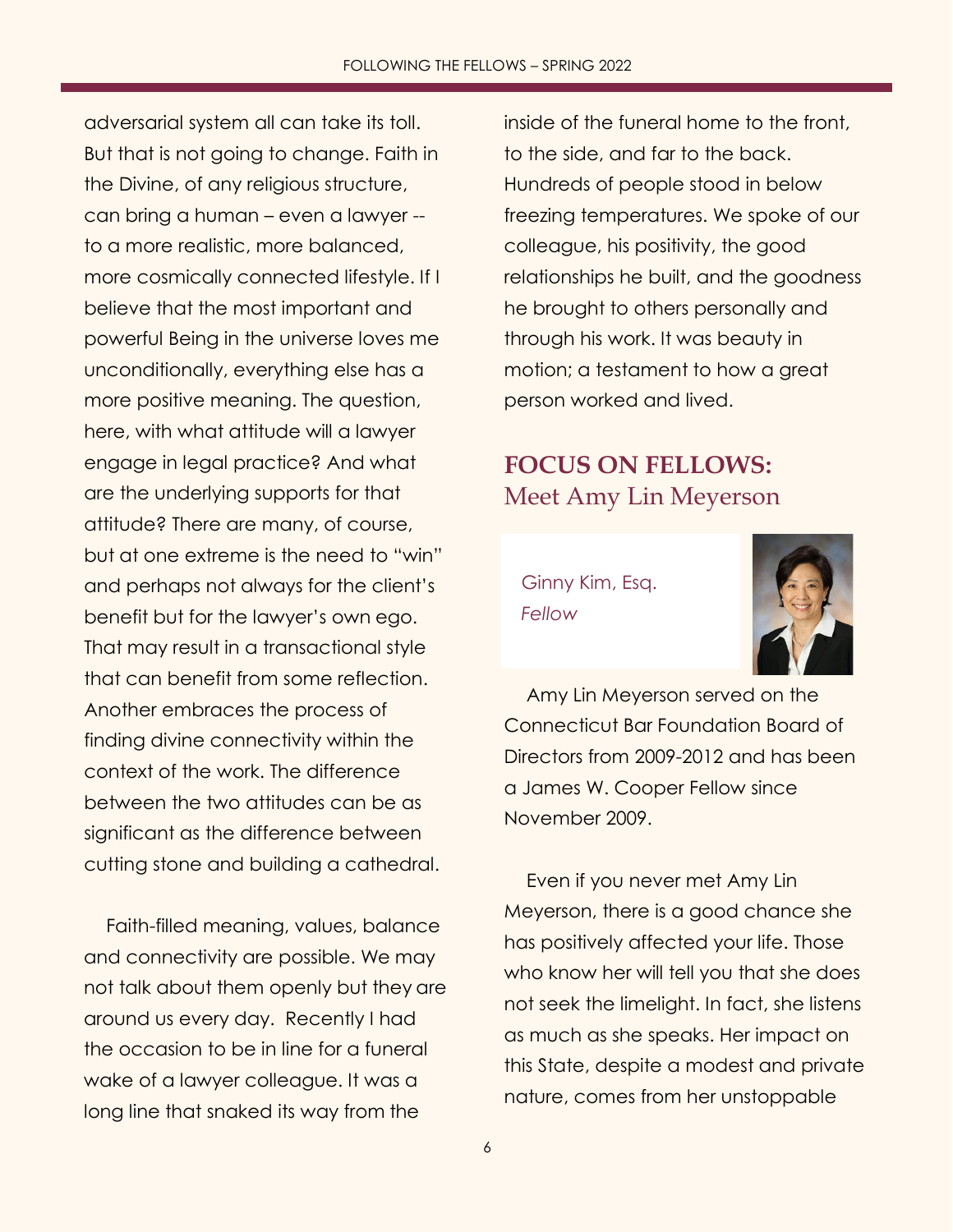adversarial system all can take its toll. But that is not going to change. Faith in the Divine, of any religious structure, can bring a human – even a lawyer -- to a more realistic, more balanced, more cosmically connected lifestyle. If I believe that the most important and powerful Being in the universe loves me unconditionally, everything else has a more positive meaning. The question, here, with what attitude will a lawyer engage in legal practice? And what are the underlying supports for that attitude? There are many, of course, but at one extreme is the need to "win" and perhaps not always for the client's benefit but for the lawyer's own ego. That may result in a transactional style that can benefit from some reflection. Another embraces the process of finding divine connectivity within the context of the work. The difference between the two attitudes can be as significant as the difference between cutting stone and building a cathedral.

Faith-filled meaning, values, balance and connectivity are possible. We may not talk about them openly but they are around us every day. Recently I had the occasion to be in line for a funeral wake of a lawyer colleague. It was a long line that snaked its way from the inside of the funeral home to the front, to the side, and far to the back. Hundreds of people stood in below freezing temperatures. We spoke of our colleague, his positivity, the good relationships he built, and the goodness he brought to others personally and through his work. It was beauty in motion; a testament to how a great person worked and lived.

## **FOCUS ON FELLOWS:** Meet Amy Lin Meyerson

Ginny Kim, Esq.
*Fellow*

Amy Lin Meyerson served on the Connecticut Bar Foundation Board of Directors from 2009-2012 and has been a James W. Cooper Fellow since November 2009.

Even if you never met Amy Lin Meyerson, there is a good chance she has positively affected your life. Those who know her will tell you that she does not seek the limelight. In fact, she listens as much as she speaks. Her impact on this State, despite a modest and private nature, comes from her unstoppable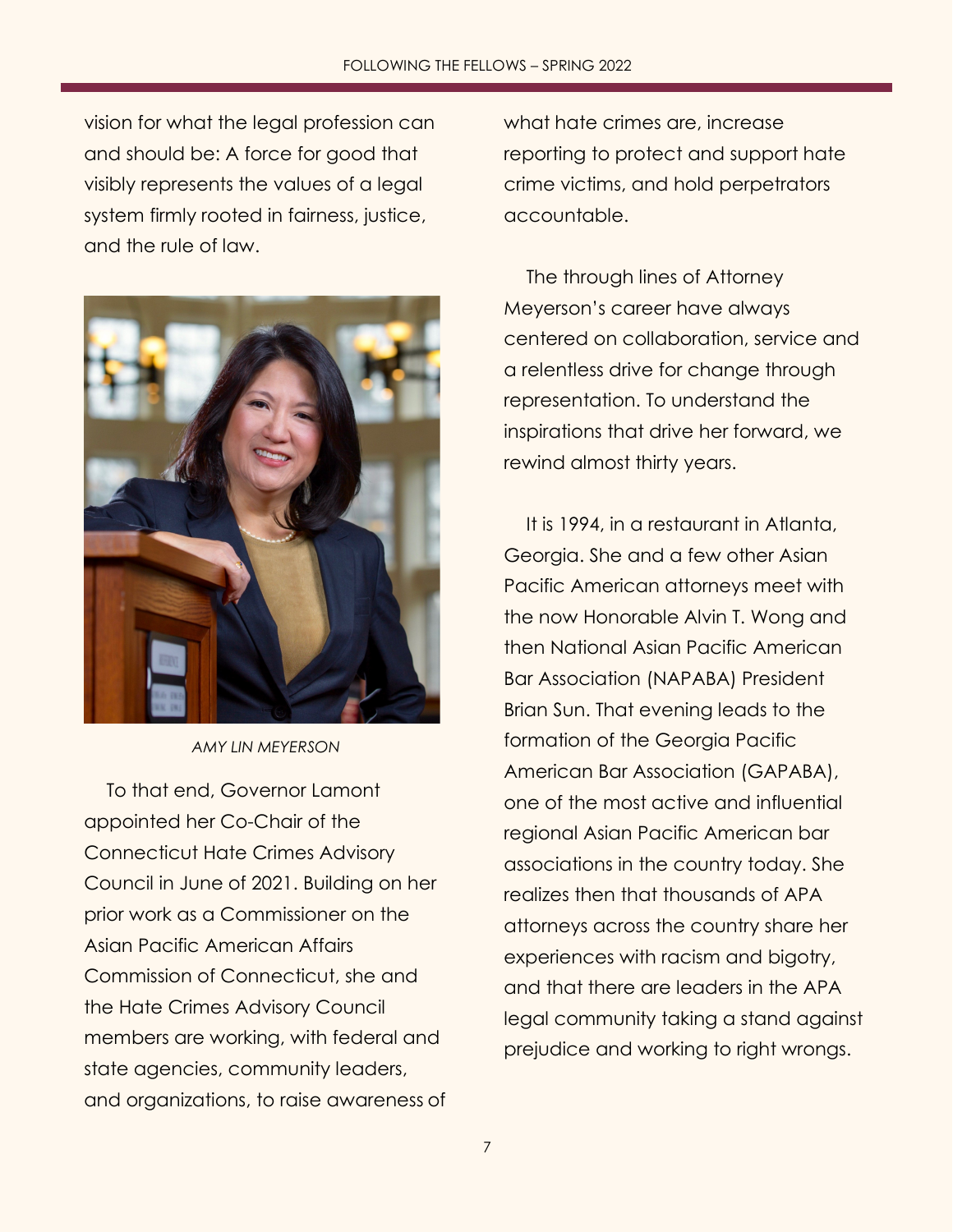vision for what the legal profession can and should be: A force for good that visibly represents the values of a legal system firmly rooted in fairness, justice, and the rule of law.

*AMY LIN MEYERSON*

To that end, Governor Lamont appointed her Co-Chair of the Connecticut Hate Crimes Advisory Council in June of 2021. Building on her prior work as a Commissioner on the Asian Pacific American Affairs Commission of Connecticut, she and the Hate Crimes Advisory Council members are working, with federal and state agencies, community leaders, and organizations, to raise awareness of what hate crimes are, increase reporting to protect and support hate crime victims, and hold perpetrators accountable.

The through lines of Attorney Meyerson's career have always centered on collaboration, service and a relentless drive for change through representation. To understand the inspirations that drive her forward, we rewind almost thirty years.

It is 1994, in a restaurant in Atlanta, Georgia. She and a few other Asian Pacific American attorneys meet with the now Honorable Alvin T. Wong and then National Asian Pacific American Bar Association (NAPABA) President Brian Sun. That evening leads to the formation of the Georgia Pacific American Bar Association (GAPABA), one of the most active and influential regional Asian Pacific American bar associations in the country today. She realizes then that thousands of APA attorneys across the country share her experiences with racism and bigotry, and that there are leaders in the APA legal community taking a stand against prejudice and working to right wrongs.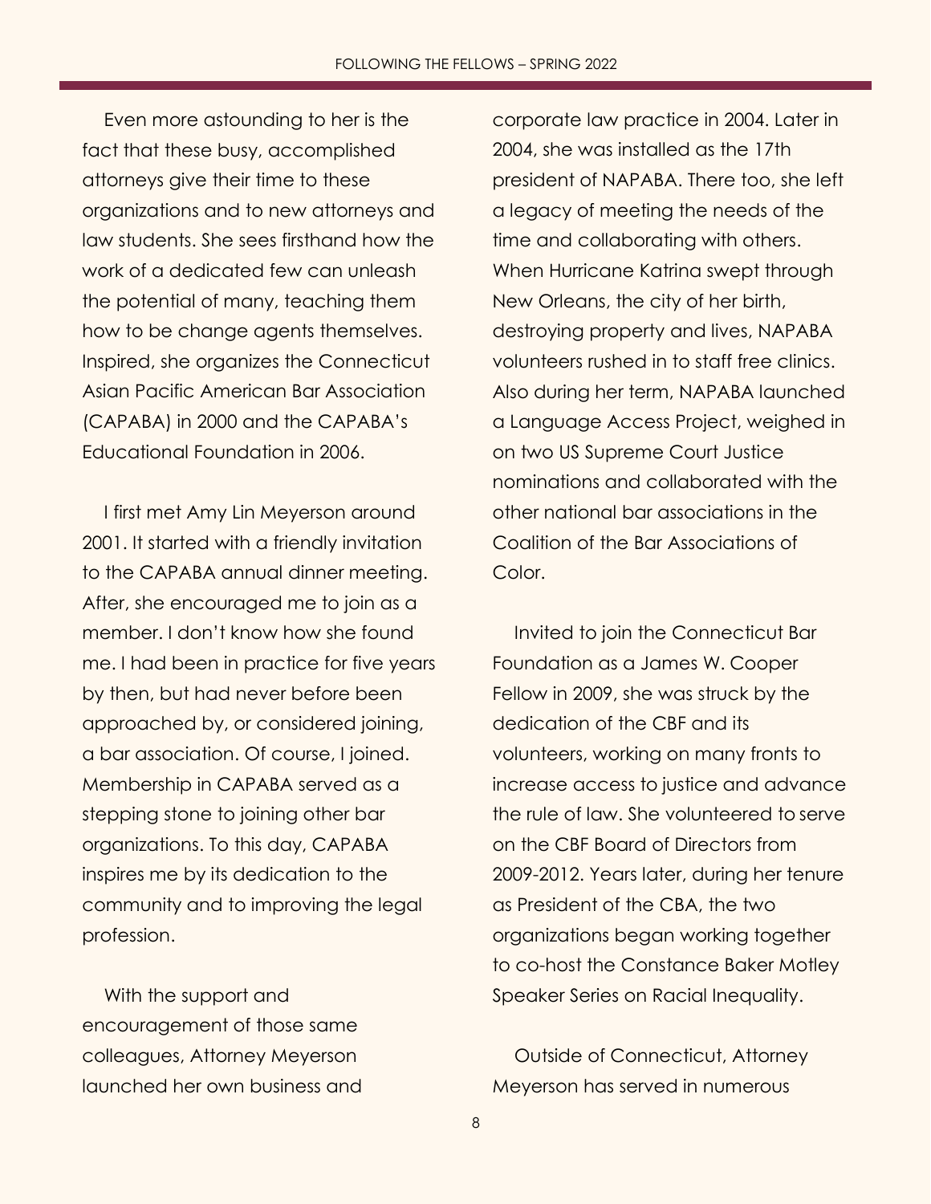Even more astounding to her is the fact that these busy, accomplished attorneys give their time to these organizations and to new attorneys and law students. She sees firsthand how the work of a dedicated few can unleash the potential of many, teaching them how to be change agents themselves. Inspired, she organizes the Connecticut Asian Pacific American Bar Association (CAPABA) in 2000 and the CAPABA's Educational Foundation in 2006.

I first met Amy Lin Meyerson around 2001. It started with a friendly invitation to the CAPABA annual dinner meeting. After, she encouraged me to join as a member. I don't know how she found me. I had been in practice for five years by then, but had never before been approached by, or considered joining, a bar association. Of course, I joined. Membership in CAPABA served as a stepping stone to joining other bar organizations. To this day, CAPABA inspires me by its dedication to the community and to improving the legal profession.

With the support and encouragement of those same colleagues, Attorney Meyerson launched her own business and corporate law practice in 2004. Later in 2004, she was installed as the 17th president of NAPABA. There too, she left a legacy of meeting the needs of the time and collaborating with others. When Hurricane Katrina swept through New Orleans, the city of her birth, destroying property and lives, NAPABA volunteers rushed in to staff free clinics. Also during her term, NAPABA launched a Language Access Project, weighed in on two US Supreme Court Justice nominations and collaborated with the other national bar associations in the Coalition of the Bar Associations of Color.

Invited to join the Connecticut Bar Foundation as a James W. Cooper Fellow in 2009, she was struck by the dedication of the CBF and its volunteers, working on many fronts to increase access to justice and advance the rule of law. She volunteered to serve on the CBF Board of Directors from 2009-2012. Years later, during her tenure as President of the CBA, the two organizations began working together to co-host the Constance Baker Motley Speaker Series on Racial Inequality.

Outside of Connecticut, Attorney Meyerson has served in numerous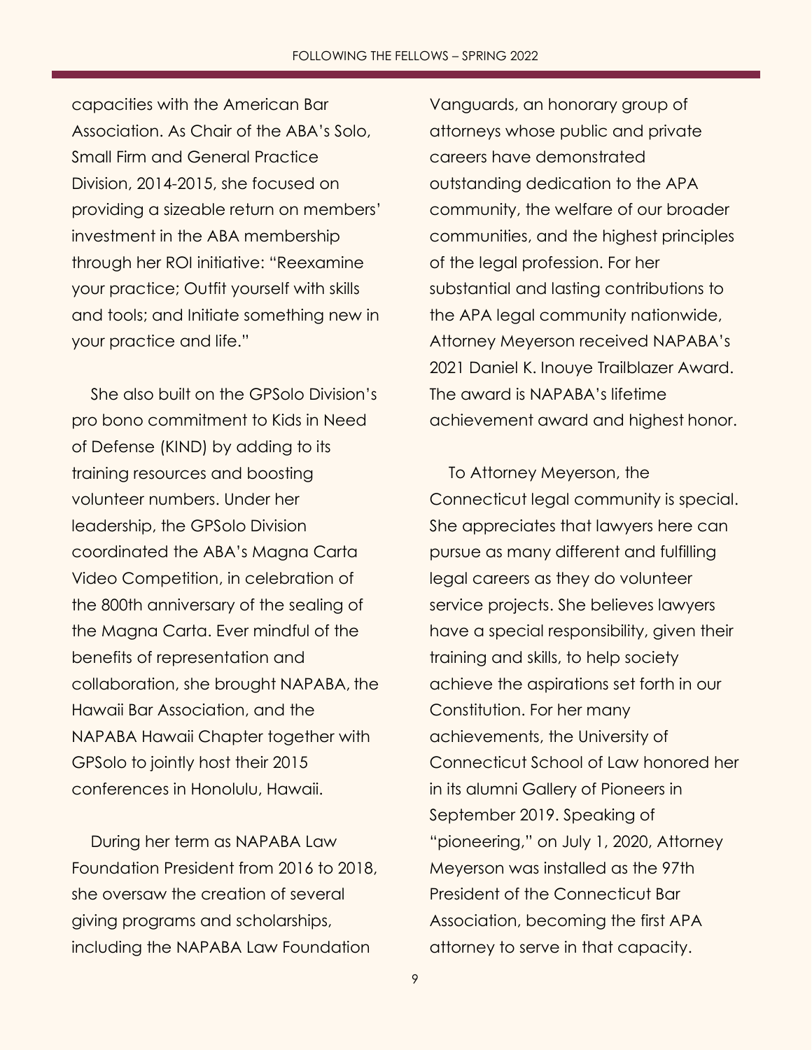capacities with the American Bar Association. As Chair of the ABA's Solo, Small Firm and General Practice Division, 2014-2015, she focused on providing a sizeable return on members' investment in the ABA membership through her ROI initiative: "Reexamine your practice; Outfit yourself with skills and tools; and Initiate something new in your practice and life."

She also built on the GPSolo Division's pro bono commitment to Kids in Need of Defense (KIND) by adding to its training resources and boosting volunteer numbers. Under her leadership, the GPSolo Division coordinated the ABA's Magna Carta Video Competition, in celebration of the 800th anniversary of the sealing of the Magna Carta. Ever mindful of the benefits of representation and collaboration, she brought NAPABA, the Hawaii Bar Association, and the NAPABA Hawaii Chapter together with GPSolo to jointly host their 2015 conferences in Honolulu, Hawaii.

During her term as NAPABA Law Foundation President from 2016 to 2018, she oversaw the creation of several giving programs and scholarships, including the NAPABA Law Foundation Vanguards, an honorary group of attorneys whose public and private careers have demonstrated outstanding dedication to the APA community, the welfare of our broader communities, and the highest principles of the legal profession. For her substantial and lasting contributions to the APA legal community nationwide, Attorney Meyerson received NAPABA's 2021 Daniel K. Inouye Trailblazer Award. The award is NAPABA's lifetime achievement award and highest honor.

To Attorney Meyerson, the Connecticut legal community is special. She appreciates that lawyers here can pursue as many different and fulfilling legal careers as they do volunteer service projects. She believes lawyers have a special responsibility, given their training and skills, to help society achieve the aspirations set forth in our Constitution. For her many achievements, the University of Connecticut School of Law honored her in its alumni Gallery of Pioneers in September 2019. Speaking of "pioneering," on July 1, 2020, Attorney Meyerson was installed as the 97th President of the Connecticut Bar Association, becoming the first APA attorney to serve in that capacity.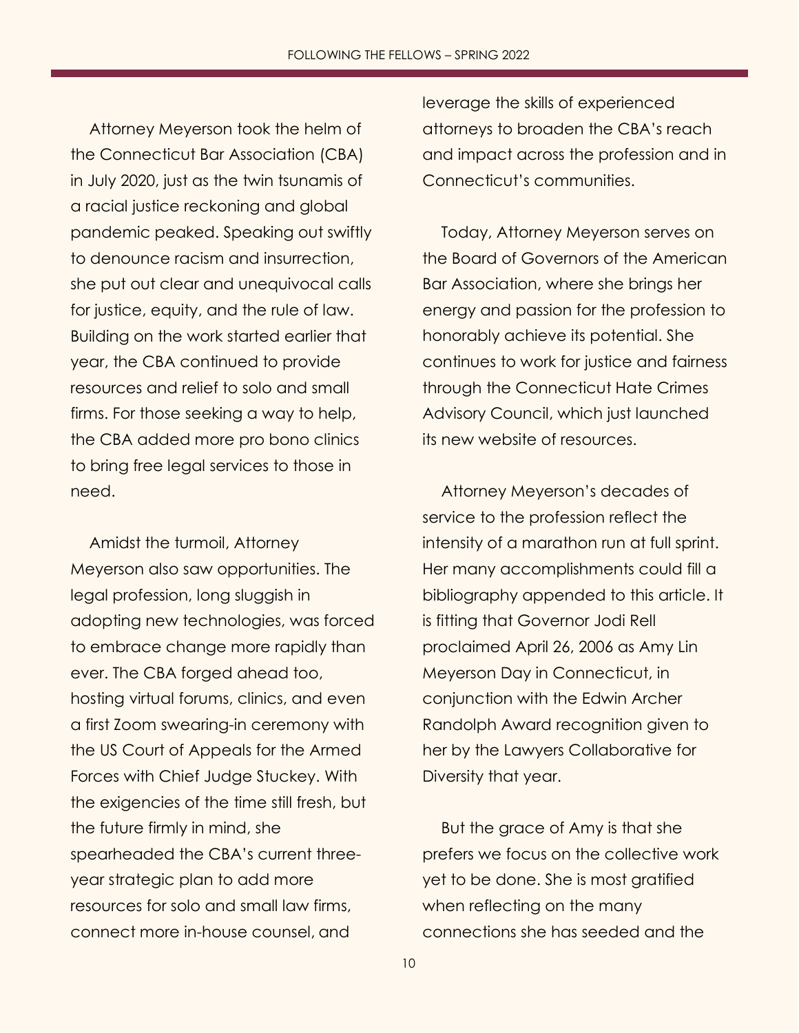Attorney Meyerson took the helm of the Connecticut Bar Association (CBA) in July 2020, just as the twin tsunamis of a racial justice reckoning and global pandemic peaked. Speaking out swiftly to denounce racism and insurrection, she put out clear and unequivocal calls for justice, equity, and the rule of law. Building on the work started earlier that year, the CBA continued to provide resources and relief to solo and small firms. For those seeking a way to help, the CBA added more pro bono clinics to bring free legal services to those in need.

Amidst the turmoil, Attorney Meyerson also saw opportunities. The legal profession, long sluggish in adopting new technologies, was forced to embrace change more rapidly than ever. The CBA forged ahead too, hosting virtual forums, clinics, and even a first Zoom swearing-in ceremony with the US Court of Appeals for the Armed Forces with Chief Judge Stuckey. With the exigencies of the time still fresh, but the future firmly in mind, she spearheaded the CBA's current three-year strategic plan to add more resources for solo and small law firms, connect more in-house counsel, and leverage the skills of experienced attorneys to broaden the CBA's reach and impact across the profession and in Connecticut's communities.

Today, Attorney Meyerson serves on the Board of Governors of the American Bar Association, where she brings her energy and passion for the profession to honorably achieve its potential. She continues to work for justice and fairness through the Connecticut Hate Crimes Advisory Council, which just launched its new website of resources.

Attorney Meyerson's decades of service to the profession reflect the intensity of a marathon run at full sprint. Her many accomplishments could fill a bibliography appended to this article. It is fitting that Governor Jodi Rell proclaimed April 26, 2006 as Amy Lin Meyerson Day in Connecticut, in conjunction with the Edwin Archer Randolph Award recognition given to her by the Lawyers Collaborative for Diversity that year.

But the grace of Amy is that she prefers we focus on the collective work yet to be done. She is most gratified when reflecting on the many connections she has seeded and the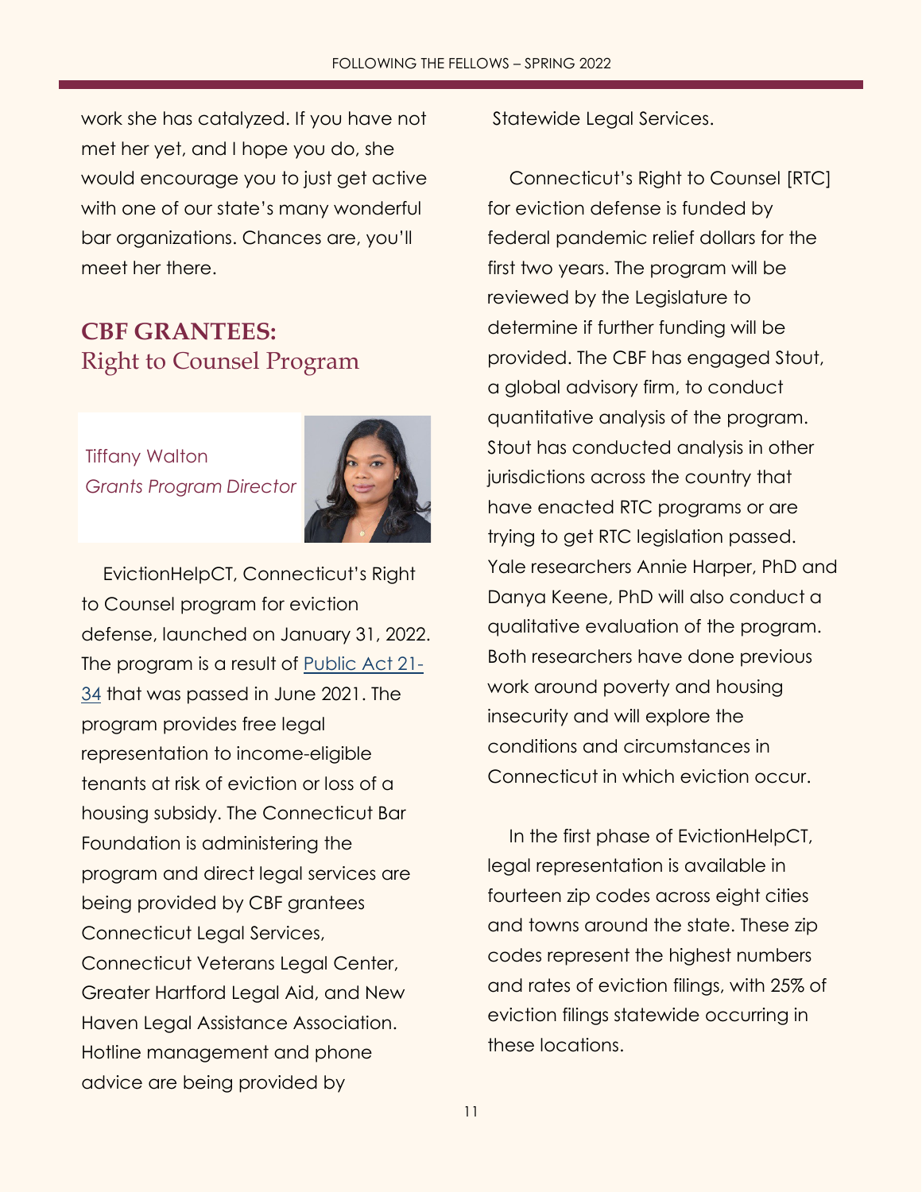work she has catalyzed. If you have not met her yet, and I hope you do, she would encourage you to just get active with one of our state's many wonderful bar organizations. Chances are, you'll meet her there.

## CBF GRANTEES: Right to Counsel Program

Tiffany Walton
*Grants Program Director*

EvictionHelpCT, Connecticut's Right to Counsel program for eviction defense, launched on January 31, 2022. The program is a result of Public Act 21-34 that was passed in June 2021. The program provides free legal representation to income-eligible tenants at risk of eviction or loss of a housing subsidy. The Connecticut Bar Foundation is administering the program and direct legal services are being provided by CBF grantees Connecticut Legal Services, Connecticut Veterans Legal Center, Greater Hartford Legal Aid, and New Haven Legal Assistance Association. Hotline management and phone advice are being provided by Statewide Legal Services.

Connecticut's Right to Counsel [RTC] for eviction defense is funded by federal pandemic relief dollars for the first two years. The program will be reviewed by the Legislature to determine if further funding will be provided. The CBF has engaged Stout, a global advisory firm, to conduct quantitative analysis of the program. Stout has conducted analysis in other jurisdictions across the country that have enacted RTC programs or are trying to get RTC legislation passed. Yale researchers Annie Harper, PhD and Danya Keene, PhD will also conduct a qualitative evaluation of the program. Both researchers have done previous work around poverty and housing insecurity and will explore the conditions and circumstances in Connecticut in which eviction occur.

In the first phase of EvictionHelpCT, legal representation is available in fourteen zip codes across eight cities and towns around the state. These zip codes represent the highest numbers and rates of eviction filings, with 25% of eviction filings statewide occurring in these locations.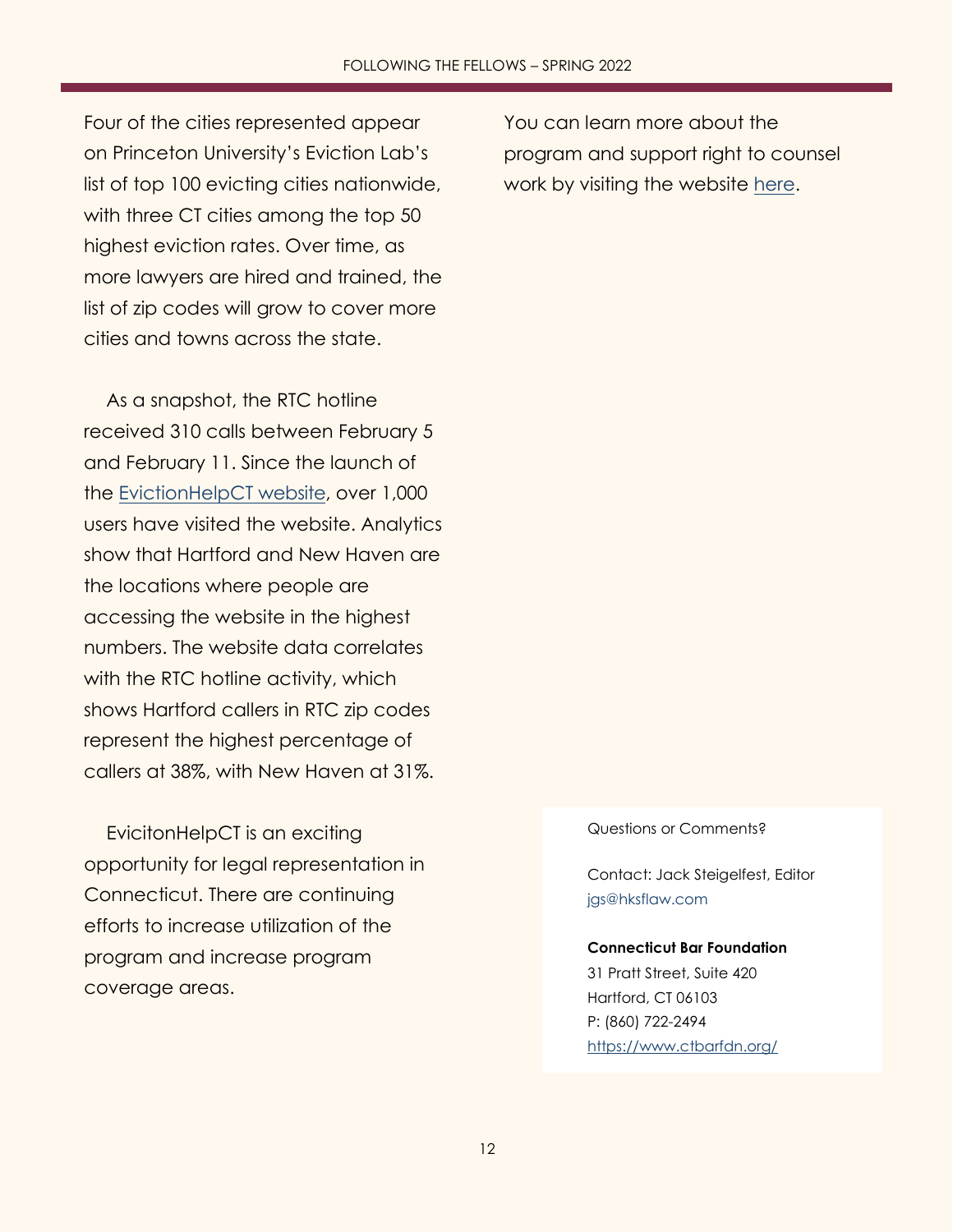Four of the cities represented appear on Princeton University's Eviction Lab's list of top 100 evicting cities nationwide, with three CT cities among the top 50 highest eviction rates. Over time, as more lawyers are hired and trained, the list of zip codes will grow to cover more cities and towns across the state.

As a snapshot, the RTC hotline received 310 calls between February 5 and February 11. Since the launch of the EvictionHelpCT website, over 1,000 users have visited the website. Analytics show that Hartford and New Haven are the locations where people are accessing the website in the highest numbers. The website data correlates with the RTC hotline activity, which shows Hartford callers in RTC zip codes represent the highest percentage of callers at 38%, with New Haven at 31%.

EvicitonHelpCT is an exciting opportunity for legal representation in Connecticut. There are continuing efforts to increase utilization of the program and increase program coverage areas.

You can learn more about the program and support right to counsel work by visiting the website here.

Questions or Comments?

Contact: Jack Steigelfest, Editor
jgs@hksflaw.com

**Connecticut Bar Foundation**
31 Pratt Street, Suite 420
Hartford, CT 06103
P: (860) 722-2494
https://www.ctbarfdn.org/